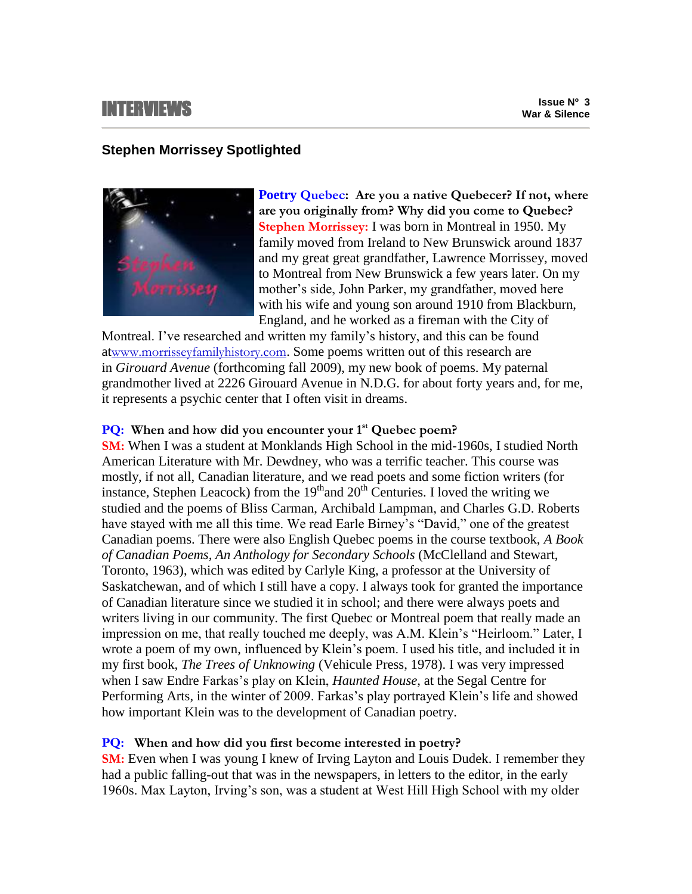INTERVIEWS

Issue Nº 3
War & Silence

## Stephen Morrissey Spotlighted

**Poetry Quebec: Are you a native Quebecer? If not, where are you originally from? Why did you come to Quebec?**
**Stephen Morrissey:** I was born in Montreal in 1950. My family moved from Ireland to New Brunswick around 1837 and my great great grandfather, Lawrence Morrissey, moved to Montreal from New Brunswick a few years later. On my mother's side, John Parker, my grandfather, moved here with his wife and young son around 1910 from Blackburn, England, and he worked as a fireman with the City of Montreal. I've researched and written my family's history, and this can be found atwww.morrisseyfamilyhistory.com. Some poems written out of this research are in *Girouard Avenue* (forthcoming fall 2009), my new book of poems. My paternal grandmother lived at 2226 Girouard Avenue in N.D.G. for about forty years and, for me, it represents a psychic center that I often visit in dreams.

**PQ: When and how did you encounter your 1st Quebec poem?**
**SM:** When I was a student at Monklands High School in the mid-1960s, I studied North American Literature with Mr. Dewdney, who was a terrific teacher. This course was mostly, if not all, Canadian literature, and we read poets and some fiction writers (for instance, Stephen Leacock) from the 19th and 20th Centuries. I loved the writing we studied and the poems of Bliss Carman, Archibald Lampman, and Charles G.D. Roberts have stayed with me all this time. We read Earle Birney's "David," one of the greatest Canadian poems. There were also English Quebec poems in the course textbook, *A Book of Canadian Poems, An Anthology for Secondary Schools* (McClelland and Stewart, Toronto, 1963), which was edited by Carlyle King, a professor at the University of Saskatchewan, and of which I still have a copy. I always took for granted the importance of Canadian literature since we studied it in school; and there were always poets and writers living in our community. The first Quebec or Montreal poem that really made an impression on me, that really touched me deeply, was A.M. Klein's "Heirloom." Later, I wrote a poem of my own, influenced by Klein's poem. I used his title, and included it in my first book, *The Trees of Unknowing* (Vehicule Press, 1978). I was very impressed when I saw Endre Farkas's play on Klein, *Haunted House*, at the Segal Centre for Performing Arts, in the winter of 2009. Farkas's play portrayed Klein's life and showed how important Klein was to the development of Canadian poetry.

**PQ: When and how did you first become interested in poetry?**
**SM:** Even when I was young I knew of Irving Layton and Louis Dudek. I remember they had a public falling-out that was in the newspapers, in letters to the editor, in the early 1960s. Max Layton, Irving's son, was a student at West Hill High School with my older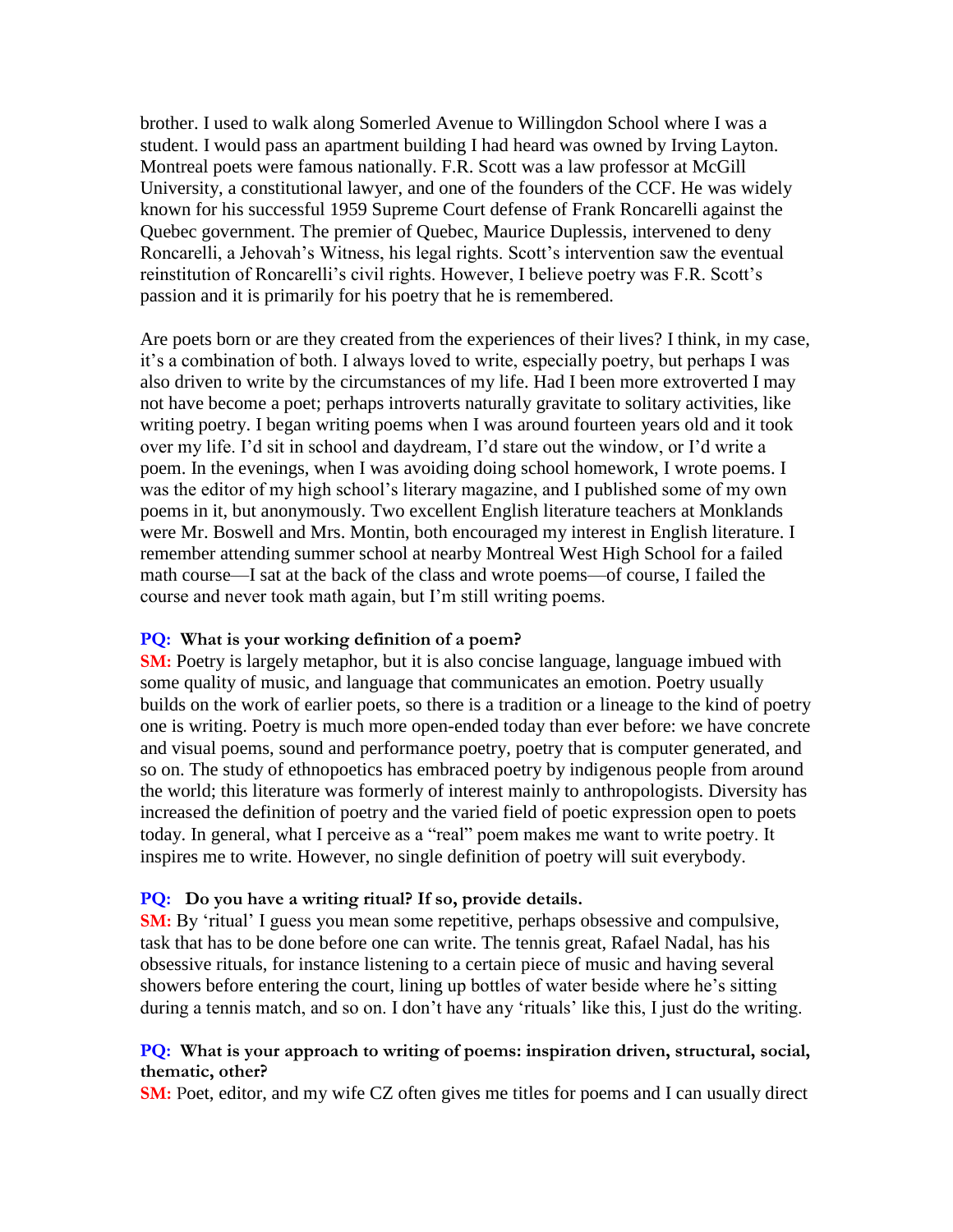brother. I used to walk along Somerled Avenue to Willingdon School where I was a student. I would pass an apartment building I had heard was owned by Irving Layton. Montreal poets were famous nationally. F.R. Scott was a law professor at McGill University, a constitutional lawyer, and one of the founders of the CCF. He was widely known for his successful 1959 Supreme Court defense of Frank Roncarelli against the Quebec government. The premier of Quebec, Maurice Duplessis, intervened to deny Roncarelli, a Jehovah's Witness, his legal rights. Scott's intervention saw the eventual reinstitution of Roncarelli's civil rights. However, I believe poetry was F.R. Scott's passion and it is primarily for his poetry that he is remembered.

Are poets born or are they created from the experiences of their lives? I think, in my case, it's a combination of both. I always loved to write, especially poetry, but perhaps I was also driven to write by the circumstances of my life. Had I been more extroverted I may not have become a poet; perhaps introverts naturally gravitate to solitary activities, like writing poetry. I began writing poems when I was around fourteen years old and it took over my life. I'd sit in school and daydream, I'd stare out the window, or I'd write a poem. In the evenings, when I was avoiding doing school homework, I wrote poems. I was the editor of my high school's literary magazine, and I published some of my own poems in it, but anonymously. Two excellent English literature teachers at Monklands were Mr. Boswell and Mrs. Montin, both encouraged my interest in English literature. I remember attending summer school at nearby Montreal West High School for a failed math course—I sat at the back of the class and wrote poems—of course, I failed the course and never took math again, but I'm still writing poems.

**PQ: What is your working definition of a poem?**
**SM:** Poetry is largely metaphor, but it is also concise language, language imbued with some quality of music, and language that communicates an emotion. Poetry usually builds on the work of earlier poets, so there is a tradition or a lineage to the kind of poetry one is writing. Poetry is much more open-ended today than ever before: we have concrete and visual poems, sound and performance poetry, poetry that is computer generated, and so on. The study of ethnopoetics has embraced poetry by indigenous people from around the world; this literature was formerly of interest mainly to anthropologists. Diversity has increased the definition of poetry and the varied field of poetic expression open to poets today. In general, what I perceive as a "real" poem makes me want to write poetry. It inspires me to write. However, no single definition of poetry will suit everybody.

**PQ: Do you have a writing ritual? If so, provide details.**
**SM:** By 'ritual' I guess you mean some repetitive, perhaps obsessive and compulsive, task that has to be done before one can write. The tennis great, Rafael Nadal, has his obsessive rituals, for instance listening to a certain piece of music and having several showers before entering the court, lining up bottles of water beside where he's sitting during a tennis match, and so on. I don't have any 'rituals' like this, I just do the writing.

**PQ: What is your approach to writing of poems: inspiration driven, structural, social, thematic, other?**
**SM:** Poet, editor, and my wife CZ often gives me titles for poems and I can usually direct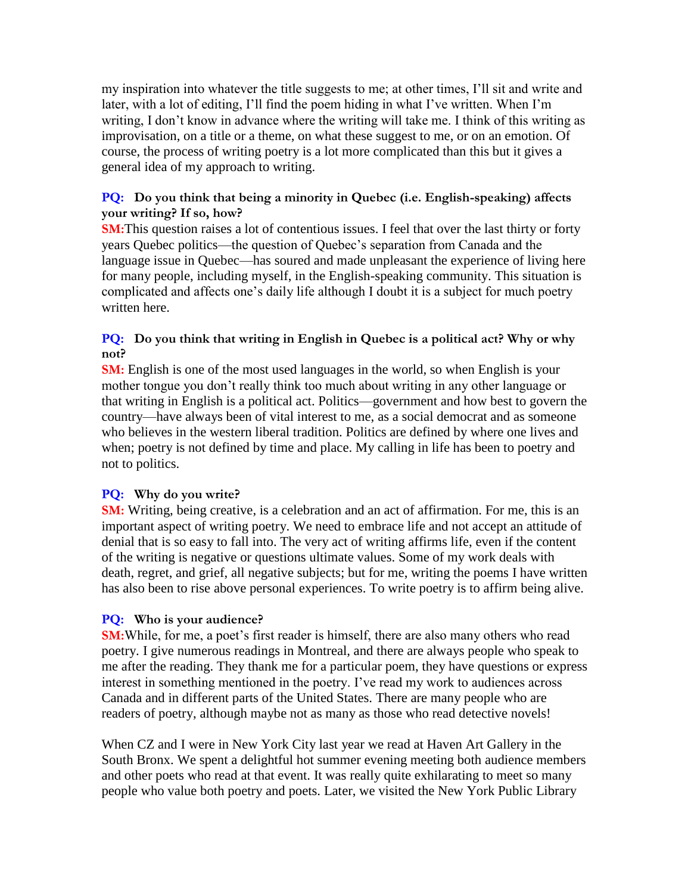my inspiration into whatever the title suggests to me; at other times, I'll sit and write and later, with a lot of editing, I'll find the poem hiding in what I've written. When I'm writing, I don't know in advance where the writing will take me. I think of this writing as improvisation, on a title or a theme, on what these suggest to me, or on an emotion. Of course, the process of writing poetry is a lot more complicated than this but it gives a general idea of my approach to writing.

**PQ: Do you think that being a minority in Quebec (i.e. English-speaking) affects your writing? If so, how?**

**SM:** This question raises a lot of contentious issues. I feel that over the last thirty or forty years Quebec politics—the question of Quebec's separation from Canada and the language issue in Quebec—has soured and made unpleasant the experience of living here for many people, including myself, in the English-speaking community. This situation is complicated and affects one's daily life although I doubt it is a subject for much poetry written here.

**PQ: Do you think that writing in English in Quebec is a political act? Why or why not?**

**SM:** English is one of the most used languages in the world, so when English is your mother tongue you don't really think too much about writing in any other language or that writing in English is a political act. Politics—government and how best to govern the country—have always been of vital interest to me, as a social democrat and as someone who believes in the western liberal tradition. Politics are defined by where one lives and when; poetry is not defined by time and place. My calling in life has been to poetry and not to politics.

**PQ: Why do you write?**

**SM:** Writing, being creative, is a celebration and an act of affirmation. For me, this is an important aspect of writing poetry. We need to embrace life and not accept an attitude of denial that is so easy to fall into. The very act of writing affirms life, even if the content of the writing is negative or questions ultimate values. Some of my work deals with death, regret, and grief, all negative subjects; but for me, writing the poems I have written has also been to rise above personal experiences. To write poetry is to affirm being alive.

**PQ: Who is your audience?**

**SM:** While, for me, a poet's first reader is himself, there are also many others who read poetry. I give numerous readings in Montreal, and there are always people who speak to me after the reading. They thank me for a particular poem, they have questions or express interest in something mentioned in the poetry. I've read my work to audiences across Canada and in different parts of the United States. There are many people who are readers of poetry, although maybe not as many as those who read detective novels!

When CZ and I were in New York City last year we read at Haven Art Gallery in the South Bronx. We spent a delightful hot summer evening meeting both audience members and other poets who read at that event. It was really quite exhilarating to meet so many people who value both poetry and poets. Later, we visited the New York Public Library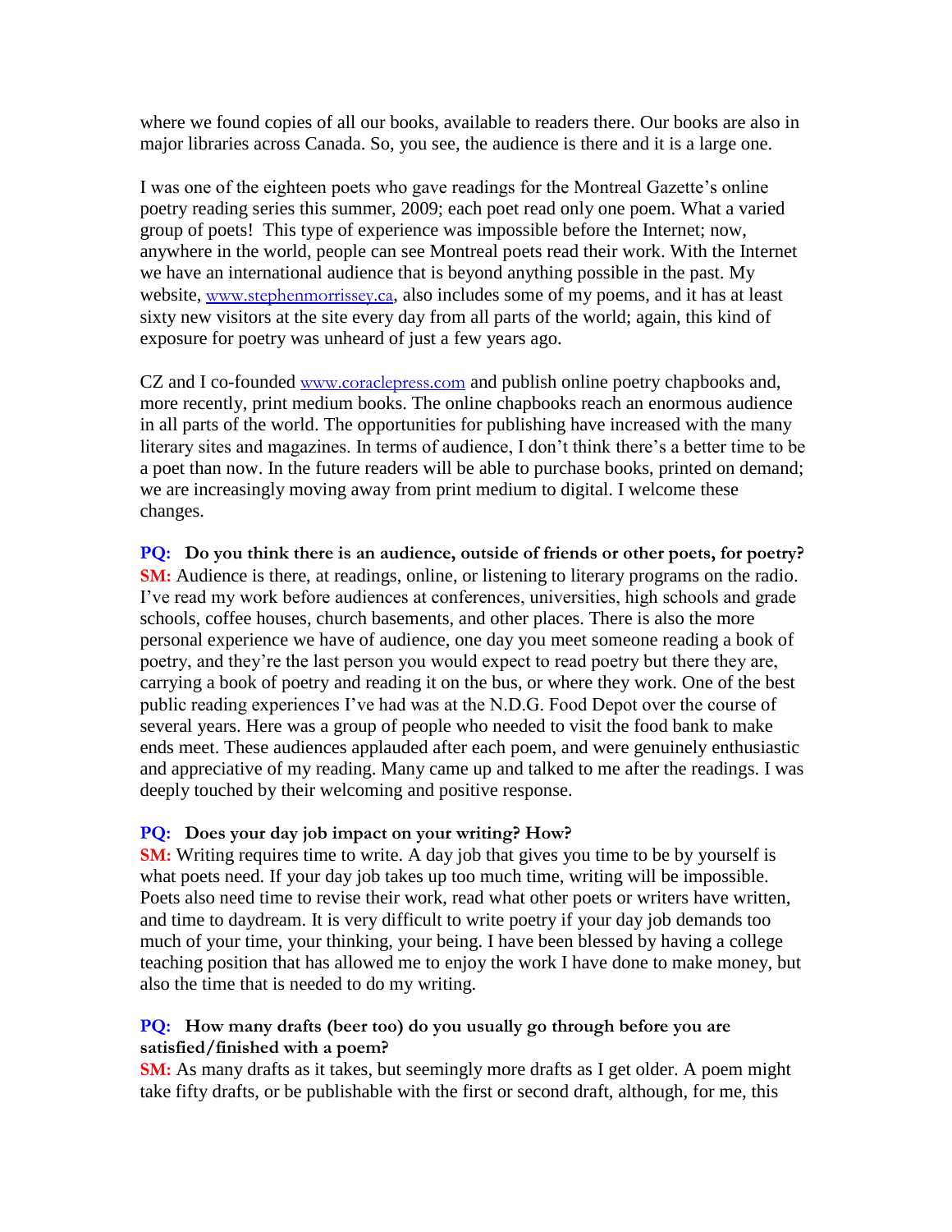where we found copies of all our books, available to readers there. Our books are also in major libraries across Canada. So, you see, the audience is there and it is a large one.

I was one of the eighteen poets who gave readings for the Montreal Gazette's online poetry reading series this summer, 2009; each poet read only one poem. What a varied group of poets! This type of experience was impossible before the Internet; now, anywhere in the world, people can see Montreal poets read their work. With the Internet we have an international audience that is beyond anything possible in the past. My website, www.stephenmorrissey.ca, also includes some of my poems, and it has at least sixty new visitors at the site every day from all parts of the world; again, this kind of exposure for poetry was unheard of just a few years ago.

CZ and I co-founded www.coraclepress.com and publish online poetry chapbooks and, more recently, print medium books. The online chapbooks reach an enormous audience in all parts of the world. The opportunities for publishing have increased with the many literary sites and magazines. In terms of audience, I don't think there's a better time to be a poet than now. In the future readers will be able to purchase books, printed on demand; we are increasingly moving away from print medium to digital. I welcome these changes.

**PQ: Do you think there is an audience, outside of friends or other poets, for poetry?**
**SM:** Audience is there, at readings, online, or listening to literary programs on the radio. I've read my work before audiences at conferences, universities, high schools and grade schools, coffee houses, church basements, and other places. There is also the more personal experience we have of audience, one day you meet someone reading a book of poetry, and they're the last person you would expect to read poetry but there they are, carrying a book of poetry and reading it on the bus, or where they work. One of the best public reading experiences I've had was at the N.D.G. Food Depot over the course of several years. Here was a group of people who needed to visit the food bank to make ends meet. These audiences applauded after each poem, and were genuinely enthusiastic and appreciative of my reading. Many came up and talked to me after the readings. I was deeply touched by their welcoming and positive response.

**PQ: Does your day job impact on your writing? How?**
**SM:** Writing requires time to write. A day job that gives you time to be by yourself is what poets need. If your day job takes up too much time, writing will be impossible. Poets also need time to revise their work, read what other poets or writers have written, and time to daydream. It is very difficult to write poetry if your day job demands too much of your time, your thinking, your being. I have been blessed by having a college teaching position that has allowed me to enjoy the work I have done to make money, but also the time that is needed to do my writing.

**PQ: How many drafts (beer too) do you usually go through before you are satisfied/finished with a poem?**
**SM:** As many drafts as it takes, but seemingly more drafts as I get older. A poem might take fifty drafts, or be publishable with the first or second draft, although, for me, this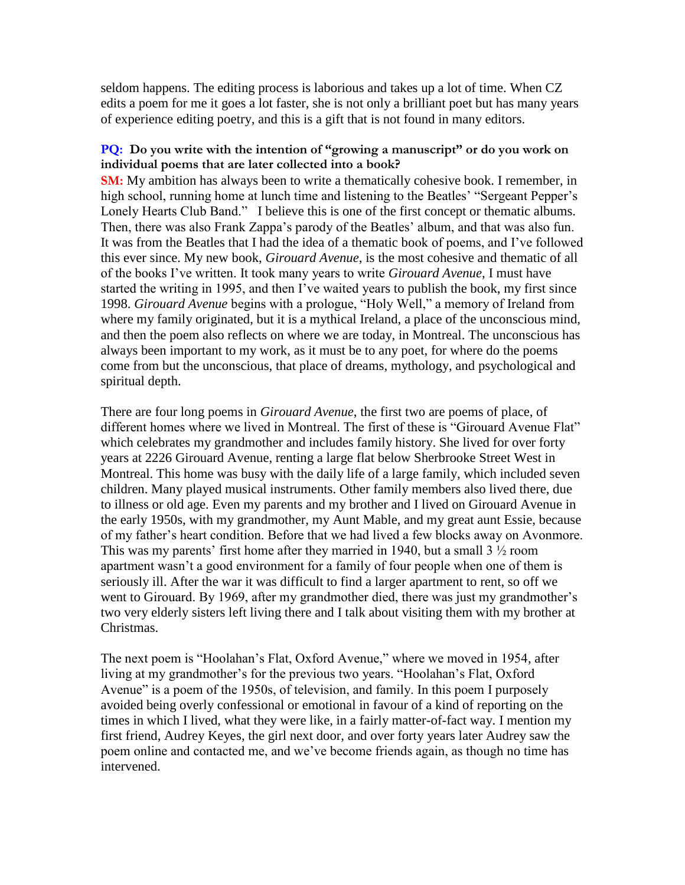seldom happens. The editing process is laborious and takes up a lot of time. When CZ edits a poem for me it goes a lot faster, she is not only a brilliant poet but has many years of experience editing poetry, and this is a gift that is not found in many editors.

**PQ: Do you write with the intention of "growing a manuscript" or do you work on individual poems that are later collected into a book?**

**SM:** My ambition has always been to write a thematically cohesive book. I remember, in high school, running home at lunch time and listening to the Beatles' "Sergeant Pepper's Lonely Hearts Club Band." I believe this is one of the first concept or thematic albums. Then, there was also Frank Zappa's parody of the Beatles' album, and that was also fun. It was from the Beatles that I had the idea of a thematic book of poems, and I've followed this ever since. My new book, *Girouard Avenue*, is the most cohesive and thematic of all of the books I've written. It took many years to write *Girouard Avenue*, I must have started the writing in 1995, and then I've waited years to publish the book, my first since 1998. *Girouard Avenue* begins with a prologue, "Holy Well," a memory of Ireland from where my family originated, but it is a mythical Ireland, a place of the unconscious mind, and then the poem also reflects on where we are today, in Montreal. The unconscious has always been important to my work, as it must be to any poet, for where do the poems come from but the unconscious, that place of dreams, mythology, and psychological and spiritual depth.

There are four long poems in *Girouard Avenue*, the first two are poems of place, of different homes where we lived in Montreal. The first of these is "Girouard Avenue Flat" which celebrates my grandmother and includes family history. She lived for over forty years at 2226 Girouard Avenue, renting a large flat below Sherbrooke Street West in Montreal. This home was busy with the daily life of a large family, which included seven children. Many played musical instruments. Other family members also lived there, due to illness or old age. Even my parents and my brother and I lived on Girouard Avenue in the early 1950s, with my grandmother, my Aunt Mable, and my great aunt Essie, because of my father's heart condition. Before that we had lived a few blocks away on Avonmore. This was my parents' first home after they married in 1940, but a small 3 ½ room apartment wasn't a good environment for a family of four people when one of them is seriously ill. After the war it was difficult to find a larger apartment to rent, so off we went to Girouard. By 1969, after my grandmother died, there was just my grandmother's two very elderly sisters left living there and I talk about visiting them with my brother at Christmas.

The next poem is "Hoolahan's Flat, Oxford Avenue," where we moved in 1954, after living at my grandmother's for the previous two years. "Hoolahan's Flat, Oxford Avenue" is a poem of the 1950s, of television, and family. In this poem I purposely avoided being overly confessional or emotional in favour of a kind of reporting on the times in which I lived, what they were like, in a fairly matter-of-fact way. I mention my first friend, Audrey Keyes, the girl next door, and over forty years later Audrey saw the poem online and contacted me, and we've become friends again, as though no time has intervened.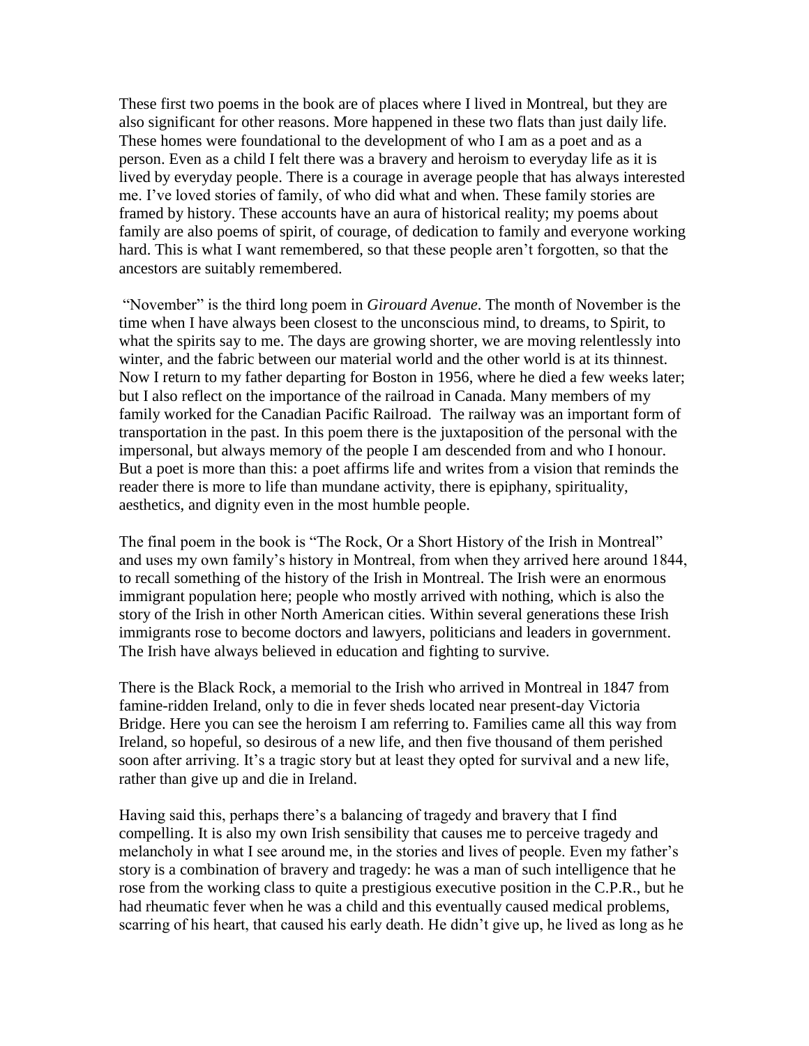These first two poems in the book are of places where I lived in Montreal, but they are also significant for other reasons. More happened in these two flats than just daily life. These homes were foundational to the development of who I am as a poet and as a person. Even as a child I felt there was a bravery and heroism to everyday life as it is lived by everyday people. There is a courage in average people that has always interested me. I've loved stories of family, of who did what and when. These family stories are framed by history. These accounts have an aura of historical reality; my poems about family are also poems of spirit, of courage, of dedication to family and everyone working hard. This is what I want remembered, so that these people aren't forgotten, so that the ancestors are suitably remembered.

"November" is the third long poem in *Girouard Avenue*. The month of November is the time when I have always been closest to the unconscious mind, to dreams, to Spirit, to what the spirits say to me. The days are growing shorter, we are moving relentlessly into winter, and the fabric between our material world and the other world is at its thinnest. Now I return to my father departing for Boston in 1956, where he died a few weeks later; but I also reflect on the importance of the railroad in Canada. Many members of my family worked for the Canadian Pacific Railroad. The railway was an important form of transportation in the past. In this poem there is the juxtaposition of the personal with the impersonal, but always memory of the people I am descended from and who I honour. But a poet is more than this: a poet affirms life and writes from a vision that reminds the reader there is more to life than mundane activity, there is epiphany, spirituality, aesthetics, and dignity even in the most humble people.

The final poem in the book is "The Rock, Or a Short History of the Irish in Montreal" and uses my own family's history in Montreal, from when they arrived here around 1844, to recall something of the history of the Irish in Montreal. The Irish were an enormous immigrant population here; people who mostly arrived with nothing, which is also the story of the Irish in other North American cities. Within several generations these Irish immigrants rose to become doctors and lawyers, politicians and leaders in government. The Irish have always believed in education and fighting to survive.

There is the Black Rock, a memorial to the Irish who arrived in Montreal in 1847 from famine-ridden Ireland, only to die in fever sheds located near present-day Victoria Bridge. Here you can see the heroism I am referring to. Families came all this way from Ireland, so hopeful, so desirous of a new life, and then five thousand of them perished soon after arriving. It's a tragic story but at least they opted for survival and a new life, rather than give up and die in Ireland.

Having said this, perhaps there's a balancing of tragedy and bravery that I find compelling. It is also my own Irish sensibility that causes me to perceive tragedy and melancholy in what I see around me, in the stories and lives of people. Even my father's story is a combination of bravery and tragedy: he was a man of such intelligence that he rose from the working class to quite a prestigious executive position in the C.P.R., but he had rheumatic fever when he was a child and this eventually caused medical problems, scarring of his heart, that caused his early death. He didn't give up, he lived as long as he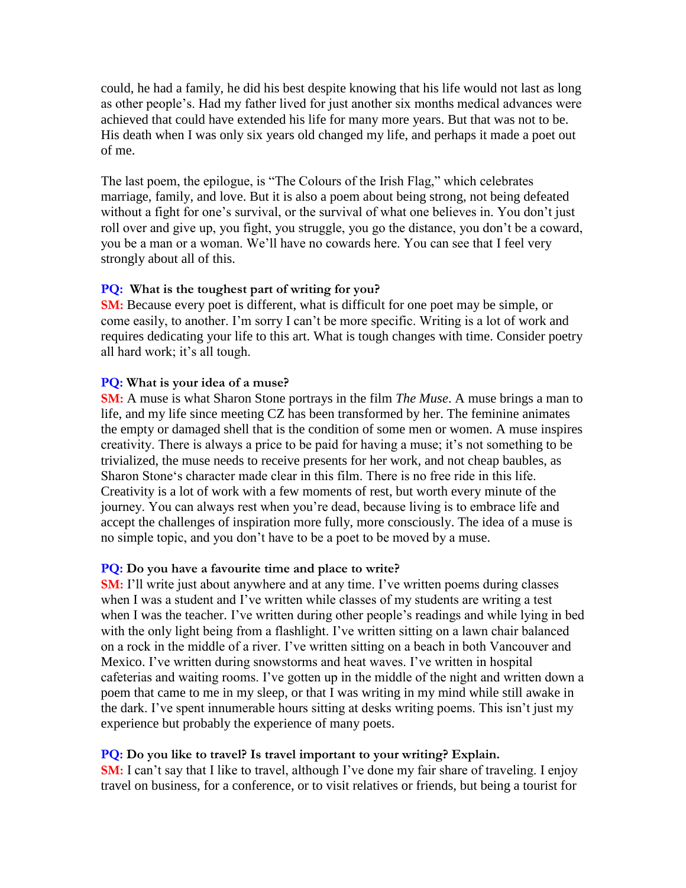could, he had a family, he did his best despite knowing that his life would not last as long as other people's. Had my father lived for just another six months medical advances were achieved that could have extended his life for many more years. But that was not to be. His death when I was only six years old changed my life, and perhaps it made a poet out of me.

The last poem, the epilogue, is "The Colours of the Irish Flag," which celebrates marriage, family, and love. But it is also a poem about being strong, not being defeated without a fight for one's survival, or the survival of what one believes in. You don't just roll over and give up, you fight, you struggle, you go the distance, you don't be a coward, you be a man or a woman. We'll have no cowards here. You can see that I feel very strongly about all of this.

**PQ: What is the toughest part of writing for you?**
**SM:** Because every poet is different, what is difficult for one poet may be simple, or come easily, to another. I'm sorry I can't be more specific. Writing is a lot of work and requires dedicating your life to this art. What is tough changes with time. Consider poetry all hard work; it's all tough.

**PQ: What is your idea of a muse?**
**SM:** A muse is what Sharon Stone portrays in the film *The Muse*. A muse brings a man to life, and my life since meeting CZ has been transformed by her. The feminine animates the empty or damaged shell that is the condition of some men or women. A muse inspires creativity. There is always a price to be paid for having a muse; it's not something to be trivialized, the muse needs to receive presents for her work, and not cheap baubles, as Sharon Stone's character made clear in this film. There is no free ride in this life. Creativity is a lot of work with a few moments of rest, but worth every minute of the journey. You can always rest when you're dead, because living is to embrace life and accept the challenges of inspiration more fully, more consciously. The idea of a muse is no simple topic, and you don't have to be a poet to be moved by a muse.

**PQ: Do you have a favourite time and place to write?**
**SM:** I'll write just about anywhere and at any time. I've written poems during classes when I was a student and I've written while classes of my students are writing a test when I was the teacher. I've written during other people's readings and while lying in bed with the only light being from a flashlight. I've written sitting on a lawn chair balanced on a rock in the middle of a river. I've written sitting on a beach in both Vancouver and Mexico. I've written during snowstorms and heat waves. I've written in hospital cafeterias and waiting rooms. I've gotten up in the middle of the night and written down a poem that came to me in my sleep, or that I was writing in my mind while still awake in the dark. I've spent innumerable hours sitting at desks writing poems. This isn't just my experience but probably the experience of many poets.

**PQ: Do you like to travel? Is travel important to your writing? Explain.**
**SM:** I can't say that I like to travel, although I've done my fair share of traveling. I enjoy travel on business, for a conference, or to visit relatives or friends, but being a tourist for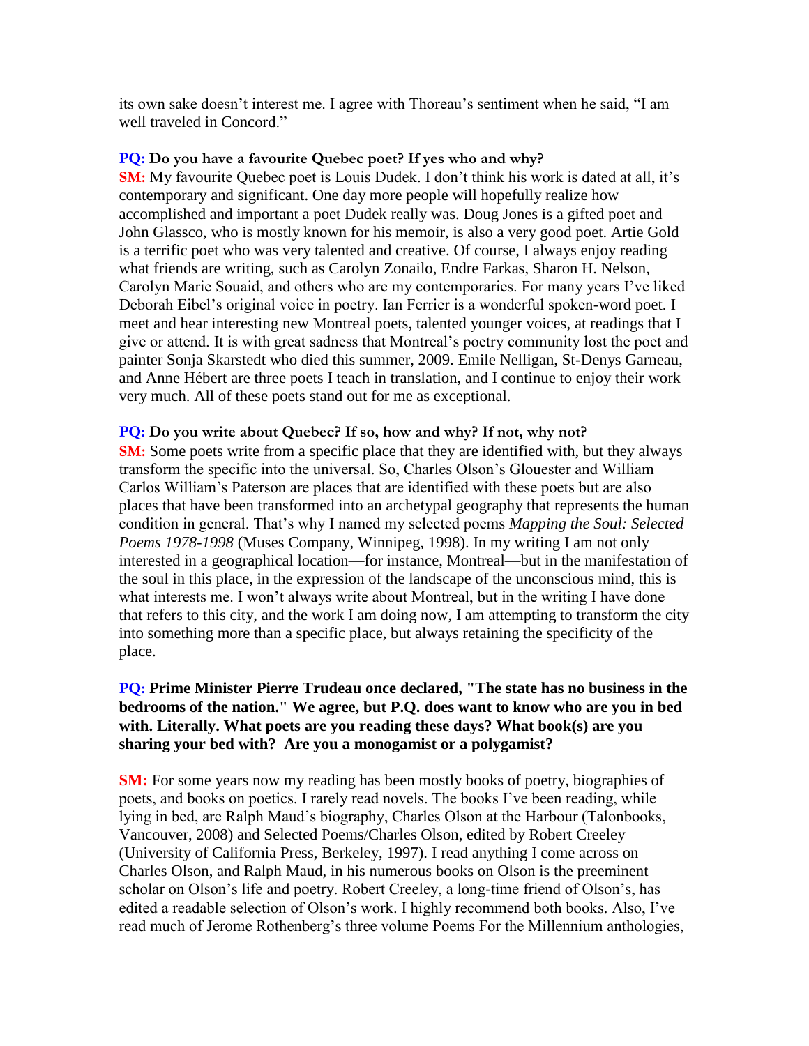its own sake doesn't interest me. I agree with Thoreau's sentiment when he said, "I am well traveled in Concord."

**PQ: Do you have a favourite Quebec poet? If yes who and why?**
**SM:** My favourite Quebec poet is Louis Dudek. I don't think his work is dated at all, it's contemporary and significant. One day more people will hopefully realize how accomplished and important a poet Dudek really was. Doug Jones is a gifted poet and John Glassco, who is mostly known for his memoir, is also a very good poet. Artie Gold is a terrific poet who was very talented and creative. Of course, I always enjoy reading what friends are writing, such as Carolyn Zonailo, Endre Farkas, Sharon H. Nelson, Carolyn Marie Souaid, and others who are my contemporaries. For many years I've liked Deborah Eibel's original voice in poetry. Ian Ferrier is a wonderful spoken-word poet. I meet and hear interesting new Montreal poets, talented younger voices, at readings that I give or attend. It is with great sadness that Montreal's poetry community lost the poet and painter Sonja Skarstedt who died this summer, 2009. Emile Nelligan, St-Denys Garneau, and Anne Hébert are three poets I teach in translation, and I continue to enjoy their work very much. All of these poets stand out for me as exceptional.

**PQ: Do you write about Quebec? If so, how and why? If not, why not?**
**SM:** Some poets write from a specific place that they are identified with, but they always transform the specific into the universal. So, Charles Olson's Glouester and William Carlos William's Paterson are places that are identified with these poets but are also places that have been transformed into an archetypal geography that represents the human condition in general. That's why I named my selected poems *Mapping the Soul: Selected Poems 1978-1998* (Muses Company, Winnipeg, 1998). In my writing I am not only interested in a geographical location—for instance, Montreal—but in the manifestation of the soul in this place, in the expression of the landscape of the unconscious mind, this is what interests me. I won't always write about Montreal, but in the writing I have done that refers to this city, and the work I am doing now, I am attempting to transform the city into something more than a specific place, but always retaining the specificity of the place.

**PQ: Prime Minister Pierre Trudeau once declared, "The state has no business in the bedrooms of the nation." We agree, but P.Q. does want to know who are you in bed with. Literally. What poets are you reading these days? What book(s) are you sharing your bed with? Are you a monogamist or a polygamist?**

**SM:** For some years now my reading has been mostly books of poetry, biographies of poets, and books on poetics. I rarely read novels. The books I've been reading, while lying in bed, are Ralph Maud's biography, Charles Olson at the Harbour (Talonbooks, Vancouver, 2008) and Selected Poems/Charles Olson, edited by Robert Creeley (University of California Press, Berkeley, 1997). I read anything I come across on Charles Olson, and Ralph Maud, in his numerous books on Olson is the preeminent scholar on Olson's life and poetry. Robert Creeley, a long-time friend of Olson's, has edited a readable selection of Olson's work. I highly recommend both books. Also, I've read much of Jerome Rothenberg's three volume Poems For the Millennium anthologies,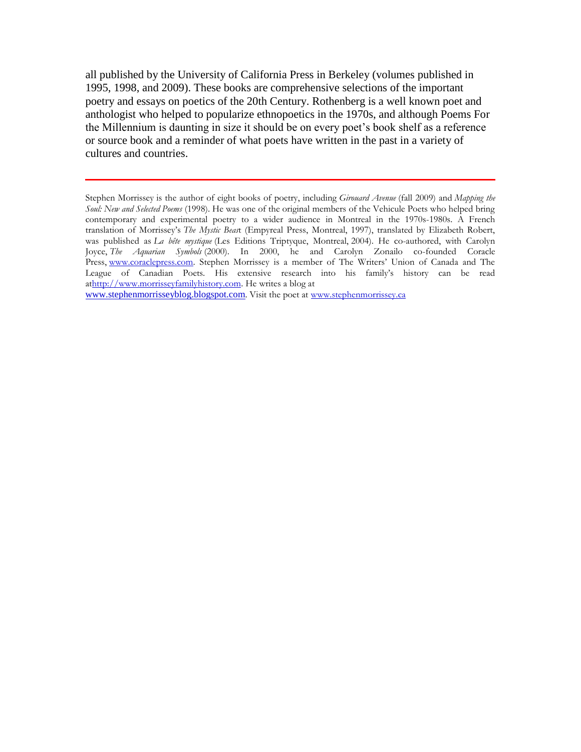all published by the University of California Press in Berkeley (volumes published in 1995, 1998, and 2009). These books are comprehensive selections of the important poetry and essays on poetics of the 20th Century. Rothenberg is a well known poet and anthologist who helped to popularize ethnopoetics in the 1970s, and although Poems For the Millennium is daunting in size it should be on every poet's book shelf as a reference or source book and a reminder of what poets have written in the past in a variety of cultures and countries.

---

Stephen Morrissey is the author of eight books of poetry, including *Girouard Avenue* (fall 2009) and *Mapping the Soul: New and Selected Poems* (1998). He was one of the original members of the Vehicule Poets who helped bring contemporary and experimental poetry to a wider audience in Montreal in the 1970s-1980s. A French translation of Morrissey's *The Mystic Beast* (Empyreal Press, Montreal, 1997), translated by Elizabeth Robert, was published as *La bête mystique* (Les Editions Triptyque, Montreal, 2004). He co-authored, with Carolyn Joyce, *The Aquarian Symbols* (2000). In 2000, he and Carolyn Zonailo co-founded Coracle Press, www.coraclepress.com. Stephen Morrissey is a member of The Writers' Union of Canada and The League of Canadian Poets. His extensive research into his family's history can be read athttp://www.morrisseyfamilyhistory.com. He writes a blog at www.stephenmorrisseyblog.blogspot.com. Visit the poet at www.stephenmorrissey.ca